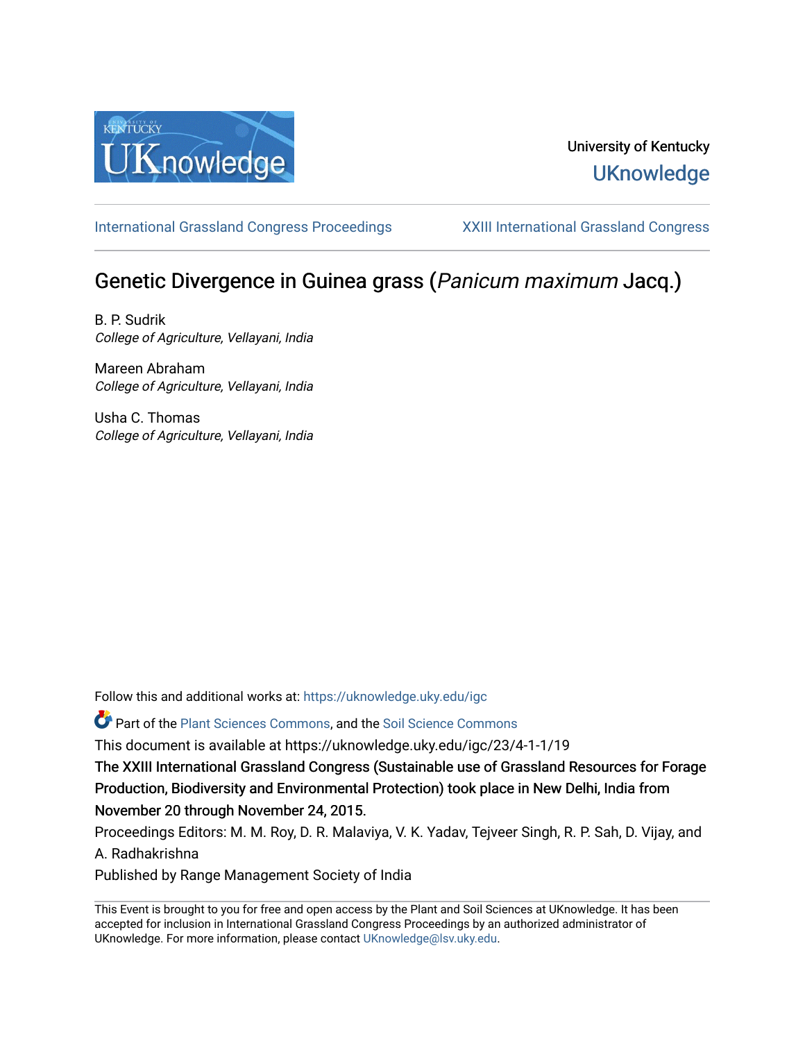University of Kentucky

UKnowledge

International Grassland Congress Proceedings | XXIII International Grassland Congress

# Genetic Divergence in Guinea grass (*Panicum maximum* Jacq.)

B. P. Sudrik
*College of Agriculture, Vellayani, India*

Mareen Abraham
*College of Agriculture, Vellayani, India*

Usha C. Thomas
*College of Agriculture, Vellayani, India*

Follow this and additional works at: https://uknowledge.uky.edu/igc

Part of the Plant Sciences Commons, and the Soil Science Commons

This document is available at https://uknowledge.uky.edu/igc/23/4-1-1/19

The XXIII International Grassland Congress (Sustainable use of Grassland Resources for Forage Production, Biodiversity and Environmental Protection) took place in New Delhi, India from November 20 through November 24, 2015.

Proceedings Editors: M. M. Roy, D. R. Malaviya, V. K. Yadav, Tejveer Singh, R. P. Sah, D. Vijay, and A. Radhakrishna

Published by Range Management Society of India

This Event is brought to you for free and open access by the Plant and Soil Sciences at UKnowledge. It has been accepted for inclusion in International Grassland Congress Proceedings by an authorized administrator of UKnowledge. For more information, please contact UKnowledge@lsv.uky.edu.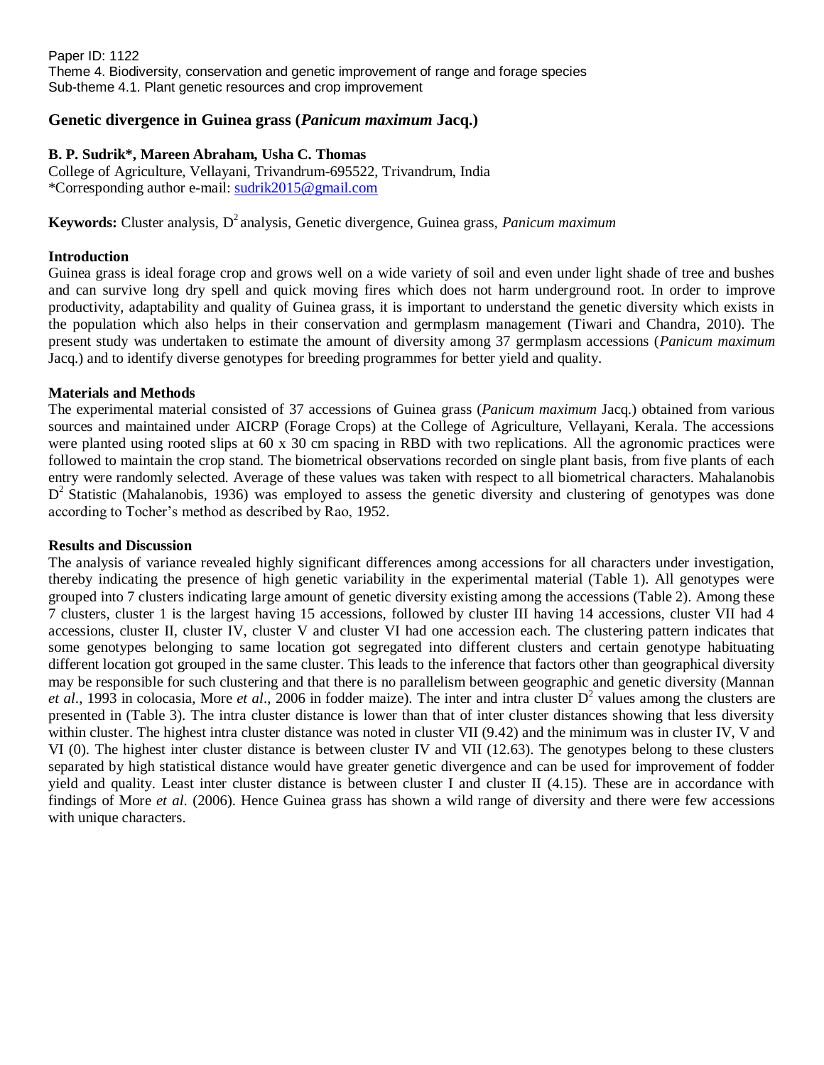Paper ID: 1122

Theme 4. Biodiversity, conservation and genetic improvement of range and forage species

Sub-theme 4.1. Plant genetic resources and crop improvement

# Genetic divergence in Guinea grass (*Panicum maximum* Jacq.)

**B. P. Sudrik\*, Mareen Abraham, Usha C. Thomas**

College of Agriculture, Vellayani, Trivandrum-695522, Trivandrum, India

\*Corresponding author e-mail: sudrik2015@gmail.com

**Keywords:** Cluster analysis, $D^2$ analysis, Genetic divergence, Guinea grass, *Panicum maximum*

## Introduction

Guinea grass is ideal forage crop and grows well on a wide variety of soil and even under light shade of tree and bushes and can survive long dry spell and quick moving fires which does not harm underground root. In order to improve productivity, adaptability and quality of Guinea grass, it is important to understand the genetic diversity which exists in the population which also helps in their conservation and germplasm management (Tiwari and Chandra, 2010). The present study was undertaken to estimate the amount of diversity among 37 germplasm accessions (*Panicum maximum* Jacq.) and to identify diverse genotypes for breeding programmes for better yield and quality.

## Materials and Methods

The experimental material consisted of 37 accessions of Guinea grass (*Panicum maximum* Jacq.) obtained from various sources and maintained under AICRP (Forage Crops) at the College of Agriculture, Vellayani, Kerala. The accessions were planted using rooted slips at 60 x 30 cm spacing in RBD with two replications. All the agronomic practices were followed to maintain the crop stand. The biometrical observations recorded on single plant basis, from five plants of each entry were randomly selected. Average of these values was taken with respect to all biometrical characters. Mahalanobis $D^2$ Statistic (Mahalanobis, 1936) was employed to assess the genetic diversity and clustering of genotypes was done according to Tocher's method as described by Rao, 1952.

## Results and Discussion

The analysis of variance revealed highly significant differences among accessions for all characters under investigation, thereby indicating the presence of high genetic variability in the experimental material (Table 1). All genotypes were grouped into 7 clusters indicating large amount of genetic diversity existing among the accessions (Table 2). Among these 7 clusters, cluster 1 is the largest having 15 accessions, followed by cluster III having 14 accessions, cluster VII had 4 accessions, cluster II, cluster IV, cluster V and cluster VI had one accession each. The clustering pattern indicates that some genotypes belonging to same location got segregated into different clusters and certain genotype habituating different location got grouped in the same cluster. This leads to the inference that factors other than geographical diversity may be responsible for such clustering and that there is no parallelism between geographic and genetic diversity (Mannan *et al*., 1993 in colocasia, More *et al*., 2006 in fodder maize). The inter and intra cluster $D^2$ values among the clusters are presented in (Table 3). The intra cluster distance is lower than that of inter cluster distances showing that less diversity within cluster. The highest intra cluster distance was noted in cluster VII (9.42) and the minimum was in cluster IV, V and VI (0). The highest inter cluster distance is between cluster IV and VII (12.63). The genotypes belong to these clusters separated by high statistical distance would have greater genetic divergence and can be used for improvement of fodder yield and quality. Least inter cluster distance is between cluster I and cluster II (4.15). These are in accordance with findings of More *et al*. (2006). Hence Guinea grass has shown a wild range of diversity and there were few accessions with unique characters.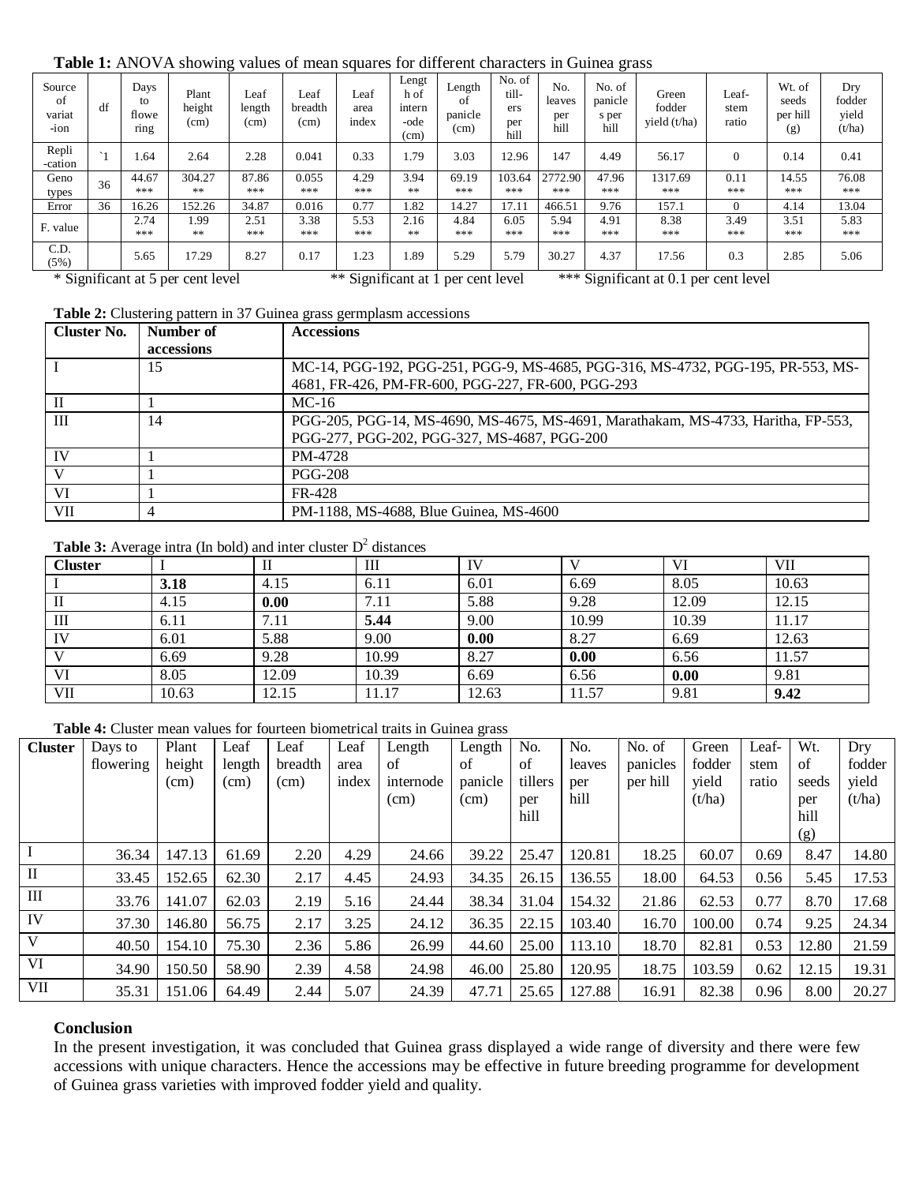**Table 1:** ANOVA showing values of mean squares for different characters in Guinea grass

| Source of variat-ion | df | Days to flowe ring | Plant height (cm) | Leaf length (cm) | Leaf breadth (cm) | Leaf area index | Lengt h of intern -ode (cm) | Length of panicle (cm) | No. of till-ers per hill | No. leaves per hill | No. of panicle s per hill | Green fodder yield (t/ha) | Leaf-stem ratio | Wt. of seeds per hill (g) | Dry fodder yield (t/ha) |
|---|---|---|---|---|---|---|---|---|---|---|---|---|---|---|---|
| Repli -cation | `1 | 1.64 | 2.64 | 2.28 | 0.041 | 0.33 | 1.79 | 3.03 | 12.96 | 147 | 4.49 | 56.17 | 0 | 0.14 | 0.41 |
| Geno types | 36 | 44.67 *** | 304.27 ** | 87.86 *** | 0.055 *** | 4.29 *** | 3.94 ** | 69.19 *** | 103.64 *** | 2772.90 *** | 47.96 *** | 1317.69 *** | 0.11 *** | 14.55 *** | 76.08 *** |
| Error | 36 | 16.26 | 152.26 | 34.87 | 0.016 | 0.77 | 1.82 | 14.27 | 17.11 | 466.51 | 9.76 | 157.1 | 0 | 4.14 | 13.04 |
| F. value | | 2.74 *** | 1.99 ** | 2.51 *** | 3.38 *** | 5.53 *** | 2.16 ** | 4.84 *** | 6.05 *** | 5.94 *** | 4.91 *** | 8.38 *** | 3.49 *** | 3.51 *** | 5.83 *** |
| C.D. (5%) | | 5.65 | 17.29 | 8.27 | 0.17 | 1.23 | 1.89 | 5.29 | 5.79 | 30.27 | 4.37 | 17.56 | 0.3 | 2.85 | 5.06 |

\* Significant at 5 per cent level    ** Significant at 1 per cent level    *** Significant at 0.1 per cent level

**Table 2:** Clustering pattern in 37 Guinea grass germplasm accessions

| Cluster No. | Number of accessions | Accessions |
|---|---|---|
| I | 15 | MC-14, PGG-192, PGG-251, PGG-9, MS-4685, PGG-316, MS-4732, PGG-195, PR-553, MS-4681, FR-426, PM-FR-600, PGG-227, FR-600, PGG-293 |
| II | 1 | MC-16 |
| III | 14 | PGG-205, PGG-14, MS-4690, MS-4675, MS-4691, Marathakam, MS-4733, Haritha, FP-553, PGG-277, PGG-202, PGG-327, MS-4687, PGG-200 |
| IV | 1 | PM-4728 |
| V | 1 | PGG-208 |
| VI | 1 | FR-428 |
| VII | 4 | PM-1188, MS-4688, Blue Guinea, MS-4600 |

**Table 3:** Average intra (In bold) and inter cluster $D^2$ distances

| Cluster | I | II | III | IV | V | VI | VII |
|---|---|---|---|---|---|---|---|
| I | **3.18** | 4.15 | 6.11 | 6.01 | 6.69 | 8.05 | 10.63 |
| II | 4.15 | **0.00** | 7.11 | 5.88 | 9.28 | 12.09 | 12.15 |
| III | 6.11 | 7.11 | **5.44** | 9.00 | 10.99 | 10.39 | 11.17 |
| IV | 6.01 | 5.88 | 9.00 | **0.00** | 8.27 | 6.69 | 12.63 |
| V | 6.69 | 9.28 | 10.99 | 8.27 | **0.00** | 6.56 | 11.57 |
| VI | 8.05 | 12.09 | 10.39 | 6.69 | 6.56 | **0.00** | 9.81 |
| VII | 10.63 | 12.15 | 11.17 | 12.63 | 11.57 | 9.81 | **9.42** |

**Table 4:** Cluster mean values for fourteen biometrical traits in Guinea grass

| Cluster | Days to flowering | Plant height (cm) | Leaf length (cm) | Leaf breadth (cm) | Leaf area index | Length of internode (cm) | Length of panicle (cm) | No. of tillers per hill | No. leaves per hill | No. of panicles per hill | Green fodder yield (t/ha) | Leaf-stem ratio | Wt. of seeds per hill (g) | Dry fodder yield (t/ha) |
|---|---|---|---|---|---|---|---|---|---|---|---|---|---|---|
| I | 36.34 | 147.13 | 61.69 | 2.20 | 4.29 | 24.66 | 39.22 | 25.47 | 120.81 | 18.25 | 60.07 | 0.69 | 8.47 | 14.80 |
| II | 33.45 | 152.65 | 62.30 | 2.17 | 4.45 | 24.93 | 34.35 | 26.15 | 136.55 | 18.00 | 64.53 | 0.56 | 5.45 | 17.53 |
| III | 33.76 | 141.07 | 62.03 | 2.19 | 5.16 | 24.44 | 38.34 | 31.04 | 154.32 | 21.86 | 62.53 | 0.77 | 8.70 | 17.68 |
| IV | 37.30 | 146.80 | 56.75 | 2.17 | 3.25 | 24.12 | 36.35 | 22.15 | 103.40 | 16.70 | 100.00 | 0.74 | 9.25 | 24.34 |
| V | 40.50 | 154.10 | 75.30 | 2.36 | 5.86 | 26.99 | 44.60 | 25.00 | 113.10 | 18.70 | 82.81 | 0.53 | 12.80 | 21.59 |
| VI | 34.90 | 150.50 | 58.90 | 2.39 | 4.58 | 24.98 | 46.00 | 25.80 | 120.95 | 18.75 | 103.59 | 0.62 | 12.15 | 19.31 |
| VII | 35.31 | 151.06 | 64.49 | 2.44 | 5.07 | 24.39 | 47.71 | 25.65 | 127.88 | 16.91 | 82.38 | 0.96 | 8.00 | 20.27 |

## Conclusion

In the present investigation, it was concluded that Guinea grass displayed a wide range of diversity and there were few accessions with unique characters. Hence the accessions may be effective in future breeding programme for development of Guinea grass varieties with improved fodder yield and quality.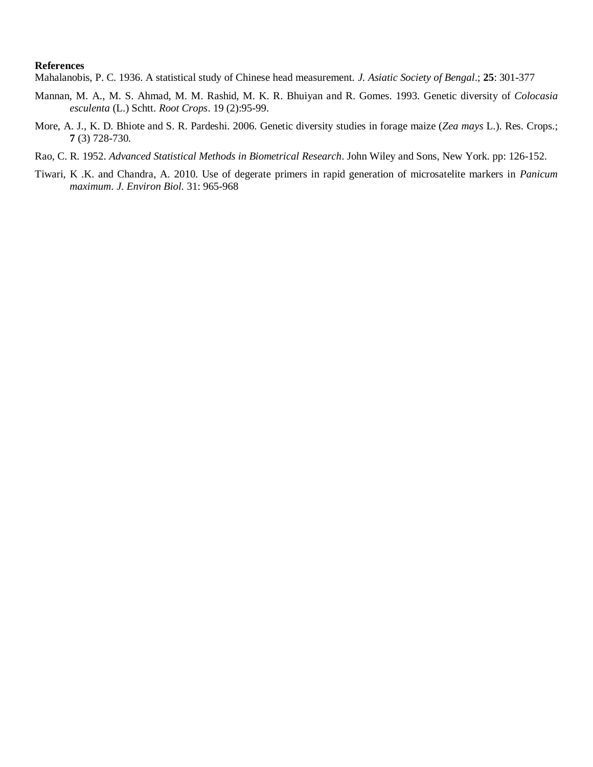**References**

Mahalanobis, P. C. 1936. A statistical study of Chinese head measurement. *J. Asiatic Society of Bengal*.; **25**: 301-377

Mannan, M. A., M. S. Ahmad, M. M. Rashid, M. K. R. Bhuiyan and R. Gomes. 1993. Genetic diversity of *Colocasia esculenta* (L.) Schtt. *Root Crops*. 19 (2):95-99.

More, A. J., K. D. Bhiote and S. R. Pardeshi. 2006. Genetic diversity studies in forage maize (*Zea mays* L.). Res. Crops.; **7** (3) 728-730.

Rao, C. R. 1952. *Advanced Statistical Methods in Biometrical Research*. John Wiley and Sons, New York. pp: 126-152.

Tiwari, K .K. and Chandra, A. 2010. Use of degerate primers in rapid generation of microsatelite markers in *Panicum maximum*. *J. Environ Biol.* 31: 965-968